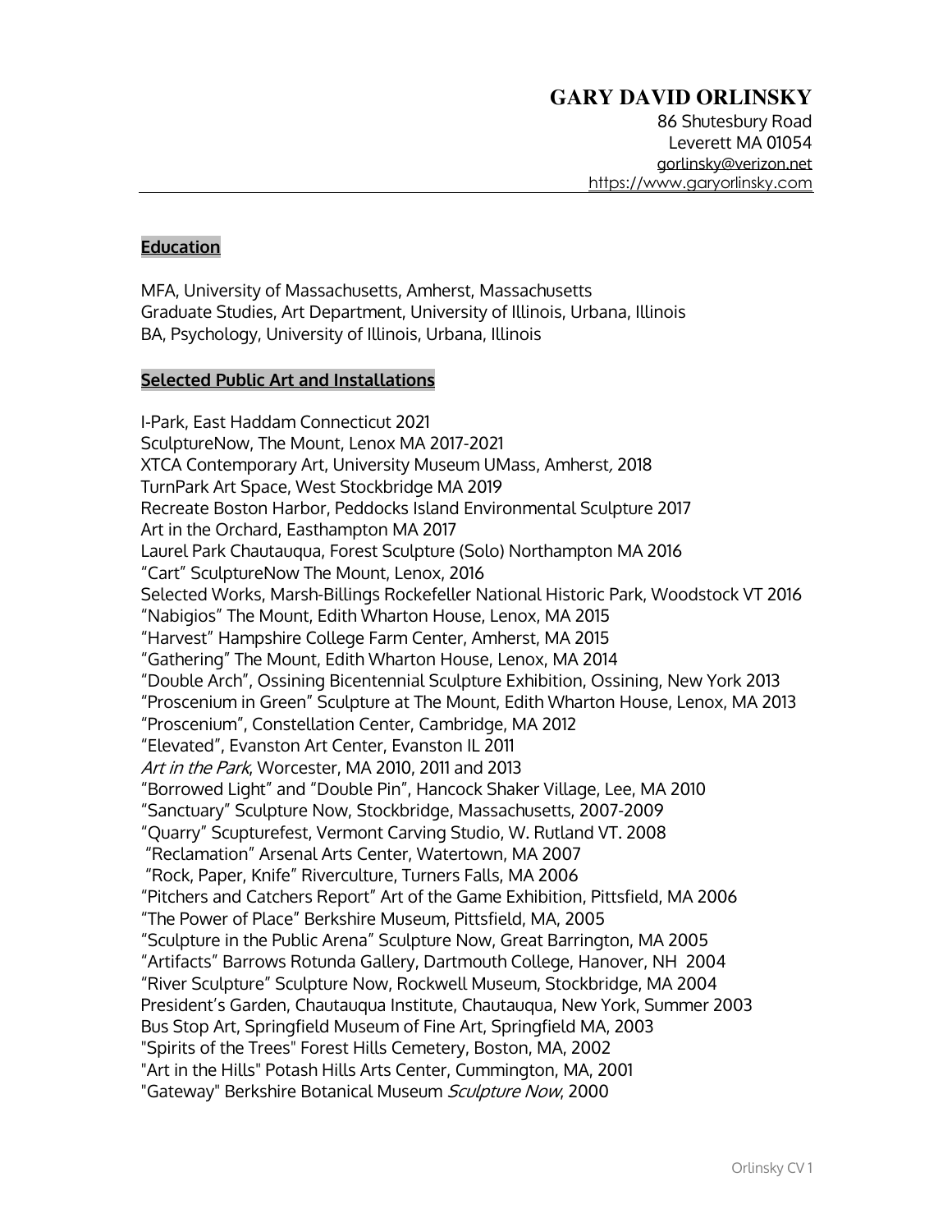# GARY DAVID ORLINSKY

86 Shutesbury Road
Leverett MA 01054
gorlinsky@verizon.net
https://www.garyorlinsky.com

## Education

MFA, University of Massachusetts, Amherst, Massachusetts
Graduate Studies, Art Department, University of Illinois, Urbana, Illinois
BA, Psychology, University of Illinois, Urbana, Illinois

## Selected Public Art and Installations

I-Park, East Haddam Connecticut 2021
SculptureNow, The Mount, Lenox MA 2017-2021
XTCA Contemporary Art, University Museum UMass, Amherst, 2018
TurnPark Art Space, West Stockbridge MA 2019
Recreate Boston Harbor, Peddocks Island Environmental Sculpture 2017
Art in the Orchard, Easthampton MA 2017
Laurel Park Chautauqua, Forest Sculpture (Solo) Northampton MA 2016
"Cart" SculptureNow The Mount, Lenox, 2016
Selected Works, Marsh-Billings Rockefeller National Historic Park, Woodstock VT 2016
"Nabigios" The Mount, Edith Wharton House, Lenox, MA 2015
"Harvest" Hampshire College Farm Center, Amherst, MA 2015
"Gathering" The Mount, Edith Wharton House, Lenox, MA 2014
"Double Arch", Ossining Bicentennial Sculpture Exhibition, Ossining, New York 2013
"Proscenium in Green" Sculpture at The Mount, Edith Wharton House, Lenox, MA 2013
"Proscenium", Constellation Center, Cambridge, MA 2012
"Elevated", Evanston Art Center, Evanston IL 2011
*Art in the Park*, Worcester, MA 2010, 2011 and 2013
"Borrowed Light" and "Double Pin", Hancock Shaker Village, Lee, MA 2010
"Sanctuary" Sculpture Now, Stockbridge, Massachusetts, 2007-2009
"Quarry" Scupturefest, Vermont Carving Studio, W. Rutland VT. 2008
"Reclamation" Arsenal Arts Center, Watertown, MA 2007
"Rock, Paper, Knife" Riverculture, Turners Falls, MA 2006
"Pitchers and Catchers Report" Art of the Game Exhibition, Pittsfield, MA 2006
"The Power of Place" Berkshire Museum, Pittsfield, MA, 2005
"Sculpture in the Public Arena" Sculpture Now, Great Barrington, MA 2005
"Artifacts" Barrows Rotunda Gallery, Dartmouth College, Hanover, NH 2004
"River Sculpture" Sculpture Now, Rockwell Museum, Stockbridge, MA 2004
President's Garden, Chautauqua Institute, Chautauqua, New York, Summer 2003
Bus Stop Art, Springfield Museum of Fine Art, Springfield MA, 2003
"Spirits of the Trees" Forest Hills Cemetery, Boston, MA, 2002
"Art in the Hills" Potash Hills Arts Center, Cummington, MA, 2001
"Gateway" Berkshire Botanical Museum *Sculpture Now*, 2000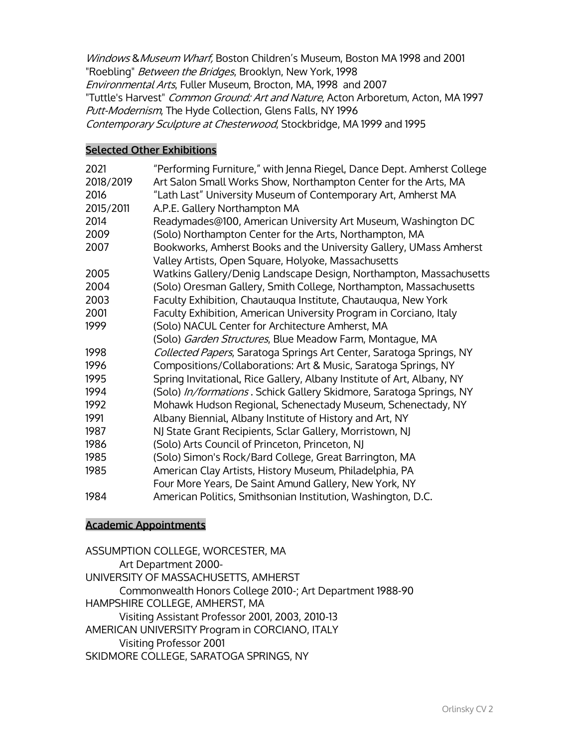*Windows* &*Museum Wharf,* Boston Children's Museum, Boston MA 1998 and 2001
"Roebling" *Between the Bridges*, Brooklyn, New York, 1998
*Environmental Arts*, Fuller Museum, Brocton, MA, 1998 and 2007
"Tuttle's Harvest" *Common Ground: Art and Nature*, Acton Arboretum, Acton, MA 1997
*Putt-Modernism*, The Hyde Collection, Glens Falls, NY 1996
*Contemporary Sculpture at Chesterwood*, Stockbridge, MA 1999 and 1995

## Selected Other Exhibitions

| | |
|---|---|
| 2021 | "Performing Furniture," with Jenna Riegel, Dance Dept. Amherst College |
| 2018/2019 | Art Salon Small Works Show, Northampton Center for the Arts, MA |
| 2016 | "Lath Last" University Museum of Contemporary Art, Amherst MA |
| 2015/2011 | A.P.E. Gallery Northampton MA |
| 2014 | Readymades@100, American University Art Museum, Washington DC |
| 2009 | (Solo) Northampton Center for the Arts, Northampton, MA |
| 2007 | Bookworks, Amherst Books and the University Gallery, UMass Amherst |
| | Valley Artists, Open Square, Holyoke, Massachusetts |
| 2005 | Watkins Gallery/Denig Landscape Design, Northampton, Massachusetts |
| 2004 | (Solo) Oresman Gallery, Smith College, Northampton, Massachusetts |
| 2003 | Faculty Exhibition, Chautauqua Institute, Chautauqua, New York |
| 2001 | Faculty Exhibition, American University Program in Corciano, Italy |
| 1999 | (Solo) NACUL Center for Architecture Amherst, MA |
| | (Solo) *Garden Structures*, Blue Meadow Farm, Montague, MA |
| 1998 | *Collected Papers*, Saratoga Springs Art Center, Saratoga Springs, NY |
| 1996 | Compositions/Collaborations: Art & Music, Saratoga Springs, NY |
| 1995 | Spring Invitational, Rice Gallery, Albany Institute of Art, Albany, NY |
| 1994 | (Solo) *In/formations* . Schick Gallery Skidmore, Saratoga Springs, NY |
| 1992 | Mohawk Hudson Regional, Schenectady Museum, Schenectady, NY |
| 1991 | Albany Biennial, Albany Institute of History and Art, NY |
| 1987 | NJ State Grant Recipients, Sclar Gallery, Morristown, NJ |
| 1986 | (Solo) Arts Council of Princeton, Princeton, NJ |
| 1985 | (Solo) Simon's Rock/Bard College, Great Barrington, MA |
| 1985 | American Clay Artists, History Museum, Philadelphia, PA |
| | Four More Years, De Saint Amund Gallery, New York, NY |
| 1984 | American Politics, Smithsonian Institution, Washington, D.C. |

## Academic Appointments

ASSUMPTION COLLEGE, WORCESTER, MA
    Art Department 2000-
UNIVERSITY OF MASSACHUSETTS, AMHERST
    Commonwealth Honors College 2010-; Art Department 1988-90
HAMPSHIRE COLLEGE, AMHERST, MA
    Visiting Assistant Professor 2001, 2003, 2010-13
AMERICAN UNIVERSITY Program in CORCIANO, ITALY
    Visiting Professor 2001
SKIDMORE COLLEGE, SARATOGA SPRINGS, NY